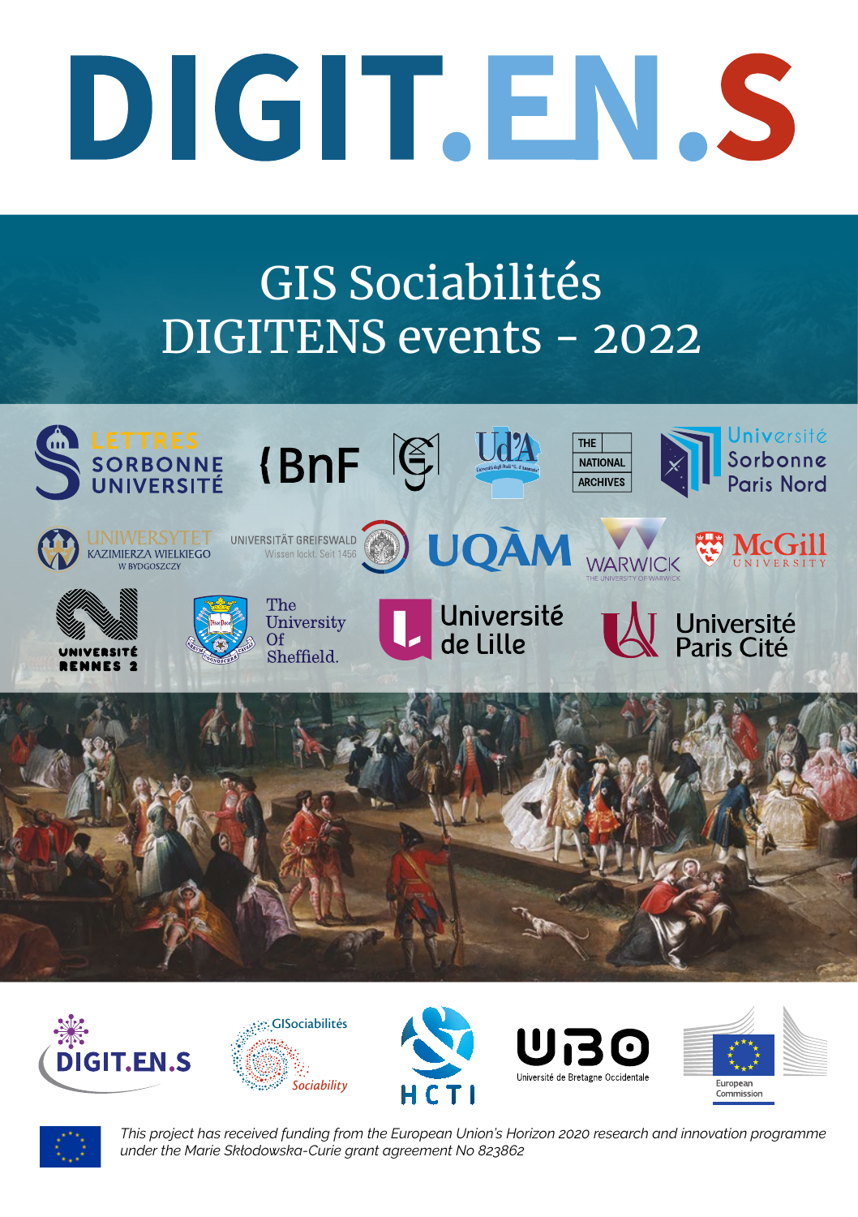# DIGIT.EN.S

## GIS Sociabilités
## DIGITENS events - 2022

*This project has received funding from the European Union's Horizon 2020 research and innovation programme under the Marie Skłodowska-Curie grant agreement No 823862*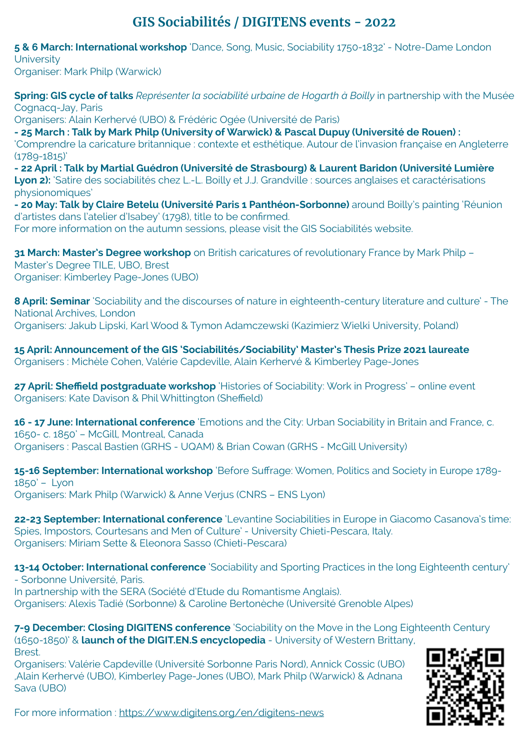# GIS Sociabilités / DIGITENS events - 2022

**5 & 6 March: International workshop** 'Dance, Song, Music, Sociability 1750-1832' - Notre-Dame London University
Organiser: Mark Philp (Warwick)

**Spring: GIS cycle of talks** *Représenter la sociabilité urbaine de Hogarth à Boilly* in partnership with the Musée Cognacq-Jay, Paris
Organisers: Alain Kerhervé (UBO) & Frédéric Ogée (Université de Paris)
**- 25 March : Talk by Mark Philp (University of Warwick) & Pascal Dupuy (Université de Rouen) :** 'Comprendre la caricature britannique : contexte et esthétique. Autour de l'invasion française en Angleterre (1789-1815)'
**- 22 April : Talk by Martial Guédron (Université de Strasbourg) & Laurent Baridon (Université Lumière Lyon 2):** 'Satire des sociabilités chez L.-L. Boilly et J.J. Grandville : sources anglaises et caractérisations physionomiques'
**- 20 May: Talk by Claire Betelu (Université Paris 1 Panthéon-Sorbonne)** around Boilly's painting 'Réunion d'artistes dans l'atelier d'Isabey' (1798), title to be confirmed.
For more information on the autumn sessions, please visit the GIS Sociabilités website.

**31 March: Master's Degree workshop** on British caricatures of revolutionary France by Mark Philp – Master's Degree TILE, UBO, Brest
Organiser: Kimberley Page-Jones (UBO)

**8 April: Seminar** 'Sociability and the discourses of nature in eighteenth-century literature and culture' - The National Archives, London
Organisers: Jakub Lipski, Karl Wood & Tymon Adamczewski (Kazimierz Wielki University, Poland)

**15 April: Announcement of the GIS 'Sociabilités/Sociability' Master's Thesis Prize 2021 laureate**
Organisers : Michèle Cohen, Valérie Capdeville, Alain Kerhervé & Kimberley Page-Jones

**27 April: Sheffield postgraduate workshop** 'Histories of Sociability: Work in Progress' – online event
Organisers: Kate Davison & Phil Whittington (Sheffield)

**16 - 17 June: International conference** 'Emotions and the City: Urban Sociability in Britain and France, c. 1650- c. 1850' – McGill, Montreal, Canada
Organisers : Pascal Bastien (GRHS - UQAM) & Brian Cowan (GRHS - McGill University)

**15-16 September: International workshop** 'Before Suffrage: Women, Politics and Society in Europe 1789-1850' – Lyon
Organisers: Mark Philp (Warwick) & Anne Verjus (CNRS – ENS Lyon)

**22-23 September: International conference** 'Levantine Sociabilities in Europe in Giacomo Casanova's time: Spies, Impostors, Courtesans and Men of Culture' - University Chieti-Pescara, Italy.
Organisers: Miriam Sette & Eleonora Sasso (Chieti-Pescara)

**13-14 October: International conference** 'Sociability and Sporting Practices in the long Eighteenth century' - Sorbonne Université, Paris.
In partnership with the SERA (Société d'Etude du Romantisme Anglais).
Organisers: Alexis Tadié (Sorbonne) & Caroline Bertonèche (Université Grenoble Alpes)

**7-9 December: Closing DIGITENS conference** 'Sociability on the Move in the Long Eighteenth Century (1650-1850)' & **launch of the DIGIT.EN.S encyclopedia** - University of Western Brittany, Brest.
Organisers: Valérie Capdeville (Université Sorbonne Paris Nord), Annick Cossic (UBO) ,Alain Kerhervé (UBO), Kimberley Page-Jones (UBO), Mark Philp (Warwick) & Adnana Sava (UBO)

For more information : https://www.digitens.org/en/digitens-news